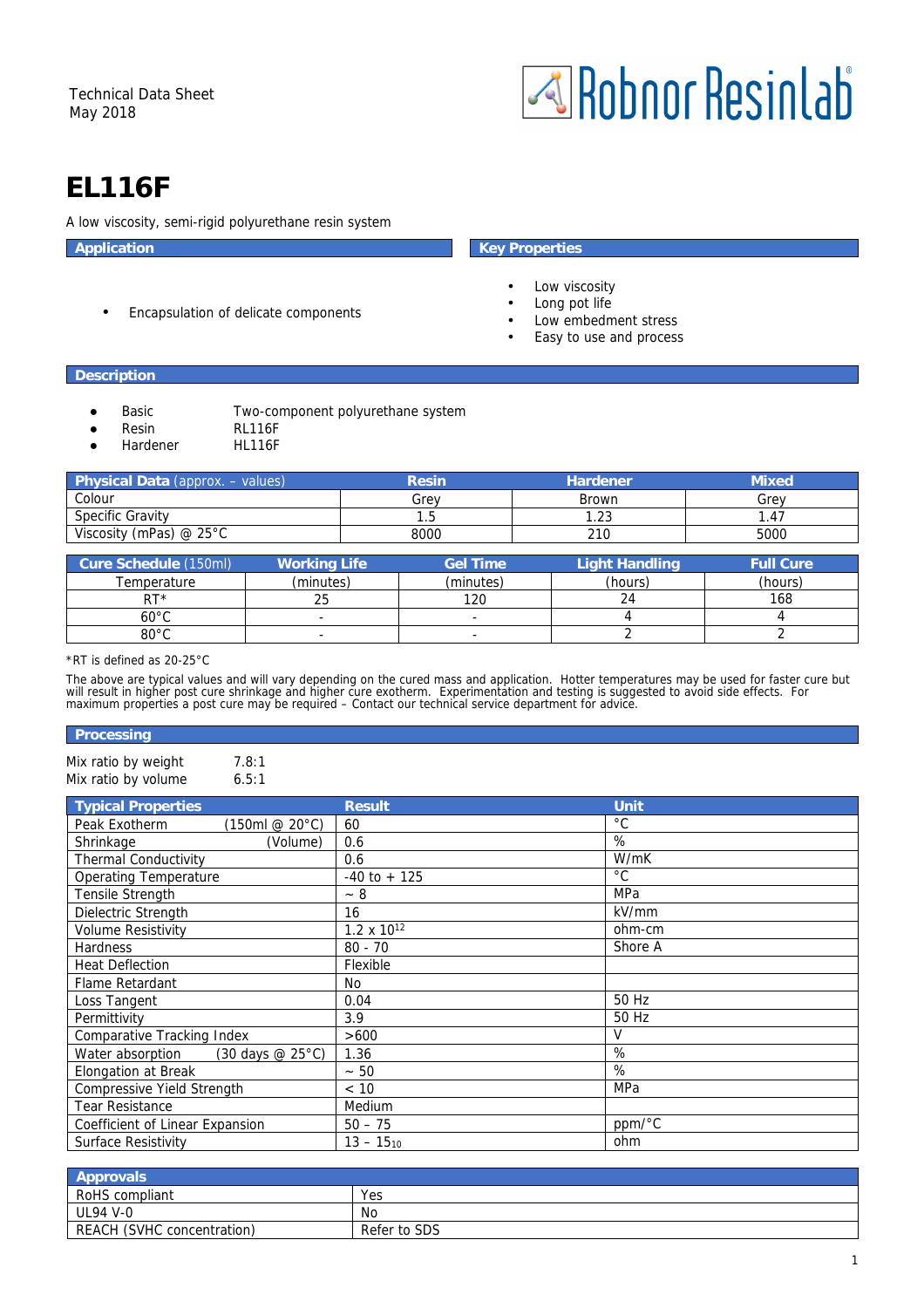Technical Data Sheet
May 2018

Robnor Resinlab

# EL116F

A low viscosity, semi-rigid polyurethane resin system

## Application

- Encapsulation of delicate components

## Key Properties

- Low viscosity
- Long pot life
- Low embedment stress
- Easy to use and process

## Description

- Basic — Two-component polyurethane system
- Resin — RL116F
- Hardener — HL116F

| Physical Data (approx. – values) | Resin | Hardener | Mixed |
|---|---|---|---|
| Colour | Grey | Brown | Grey |
| Specific Gravity | 1.5 | 1.23 | 1.47 |
| Viscosity (mPas) @ 25°C | 8000 | 210 | 5000 |

| Cure Schedule (150ml) | Working Life | Gel Time | Light Handling | Full Cure |
|---|---|---|---|---|
| Temperature | (minutes) | (minutes) | (hours) | (hours) |
| RT* | 25 | 120 | 24 | 168 |
| 60°C | - | - | 4 | 4 |
| 80°C | - | - | 2 | 2 |

*RT is defined as 20-25°C

The above are typical values and will vary depending on the cured mass and application. Hotter temperatures may be used for faster cure but will result in higher post cure shrinkage and higher cure exotherm. Experimentation and testing is suggested to avoid side effects. For maximum properties a post cure may be required – Contact our technical service department for advice.

## Processing

Mix ratio by weight 7.8:1
Mix ratio by volume 6.5:1

| Typical Properties | Result | Unit |
|---|---|---|
| Peak Exotherm (150ml @ 20°C) | 60 | °C |
| Shrinkage (Volume) | 0.6 | % |
| Thermal Conductivity | 0.6 | W/mK |
| Operating Temperature | -40 to + 125 | °C |
| Tensile Strength | ~ 8 | MPa |
| Dielectric Strength | 16 | kV/mm |
| Volume Resistivity | $1.2 \times 10^{12}$ | ohm-cm |
| Hardness | 80 - 70 | Shore A |
| Heat Deflection | Flexible | |
| Flame Retardant | No | |
| Loss Tangent | 0.04 | 50 Hz |
| Permittivity | 3.9 | 50 Hz |
| Comparative Tracking Index | >600 | V |
| Water absorption (30 days @ 25°C) | 1.36 | % |
| Elongation at Break | ~ 50 | % |
| Compressive Yield Strength | < 10 | MPa |
| Tear Resistance | Medium | |
| Coefficient of Linear Expansion | 50 – 75 | ppm/°C |
| Surface Resistivity | $13 – 15_{10}$ | ohm |

| Approvals | |
|---|---|
| RoHS compliant | Yes |
| UL94 V-0 | No |
| REACH (SVHC concentration) | Refer to SDS |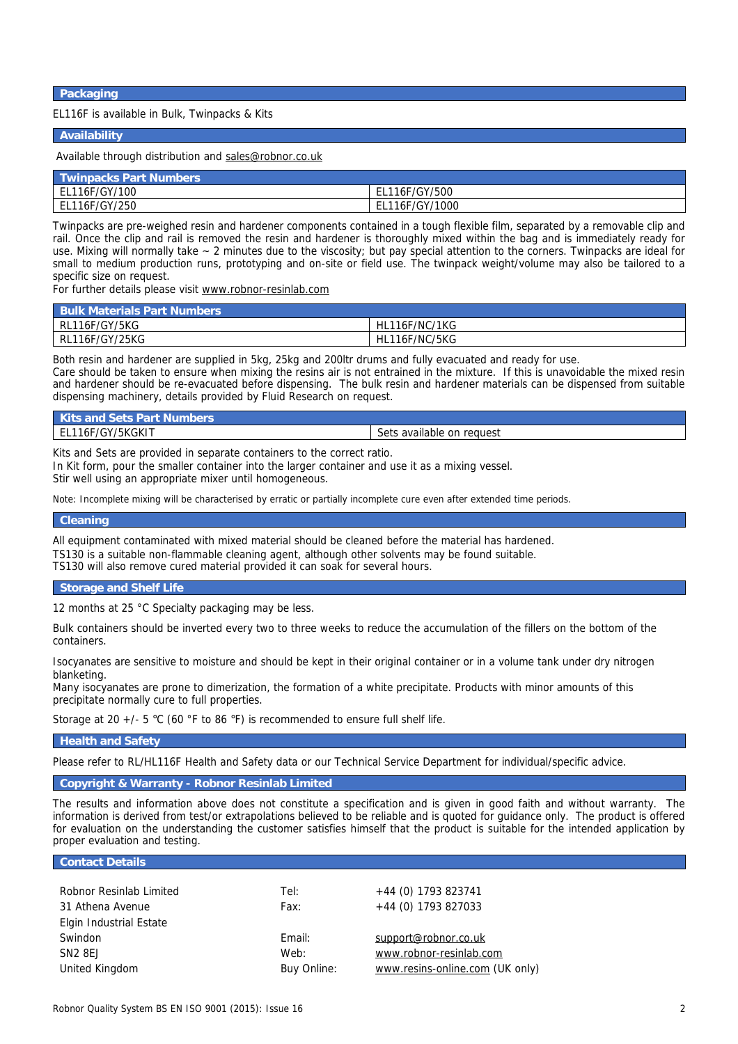## Packaging

EL116F is available in Bulk, Twinpacks & Kits

## Availability

Available through distribution and sales@robnor.co.uk

| Twinpacks Part Numbers | |
|---|---|
| EL116F/GY/100 | EL116F/GY/500 |
| EL116F/GY/250 | EL116F/GY/1000 |

Twinpacks are pre-weighed resin and hardener components contained in a tough flexible film, separated by a removable clip and rail. Once the clip and rail is removed the resin and hardener is thoroughly mixed within the bag and is immediately ready for use. Mixing will normally take ~ 2 minutes due to the viscosity; but pay special attention to the corners. Twinpacks are ideal for small to medium production runs, prototyping and on-site or field use. The twinpack weight/volume may also be tailored to a specific size on request.
For further details please visit www.robnor-resinlab.com

| Bulk Materials Part Numbers | |
|---|---|
| RL116F/GY/5KG | HL116F/NC/1KG |
| RL116F/GY/25KG | HL116F/NC/5KG |

Both resin and hardener are supplied in 5kg, 25kg and 200ltr drums and fully evacuated and ready for use.
Care should be taken to ensure when mixing the resins air is not entrained in the mixture. If this is unavoidable the mixed resin and hardener should be re-evacuated before dispensing. The bulk resin and hardener materials can be dispensed from suitable dispensing machinery, details provided by Fluid Research on request.

| Kits and Sets Part Numbers | |
|---|---|
| EL116F/GY/5KGKIT | Sets available on request |

Kits and Sets are provided in separate containers to the correct ratio.
In Kit form, pour the smaller container into the larger container and use it as a mixing vessel.
Stir well using an appropriate mixer until homogeneous.

Note: Incomplete mixing will be characterised by erratic or partially incomplete cure even after extended time periods.

## Cleaning

All equipment contaminated with mixed material should be cleaned before the material has hardened.
TS130 is a suitable non-flammable cleaning agent, although other solvents may be found suitable.
TS130 will also remove cured material provided it can soak for several hours.

## Storage and Shelf Life

12 months at 25 °C Specialty packaging may be less.

Bulk containers should be inverted every two to three weeks to reduce the accumulation of the fillers on the bottom of the containers.

Isocyanates are sensitive to moisture and should be kept in their original container or in a volume tank under dry nitrogen blanketing.
Many isocyanates are prone to dimerization, the formation of a white precipitate. Products with minor amounts of this precipitate normally cure to full properties.

Storage at 20 +/- 5 ℃ (60 °F to 86 ℉) is recommended to ensure full shelf life.

## Health and Safety

Please refer to RL/HL116F Health and Safety data or our Technical Service Department for individual/specific advice.

## Copyright & Warranty - Robnor Resinlab Limited

The results and information above does not constitute a specification and is given in good faith and without warranty. The information is derived from test/or extrapolations believed to be reliable and is quoted for guidance only. The product is offered for evaluation on the understanding the customer satisfies himself that the product is suitable for the intended application by proper evaluation and testing.

## Contact Details

| | | |
|---|---|---|
| Robnor Resinlab Limited | Tel: | +44 (0) 1793 823741 |
| 31 Athena Avenue | Fax: | +44 (0) 1793 827033 |
| Elgin Industrial Estate | | |
| Swindon | Email: | support@robnor.co.uk |
| SN2 8EJ | Web: | www.robnor-resinlab.com |
| United Kingdom | Buy Online: | www.resins-online.com (UK only) |

Robnor Quality System BS EN ISO 9001 (2015): Issue 16